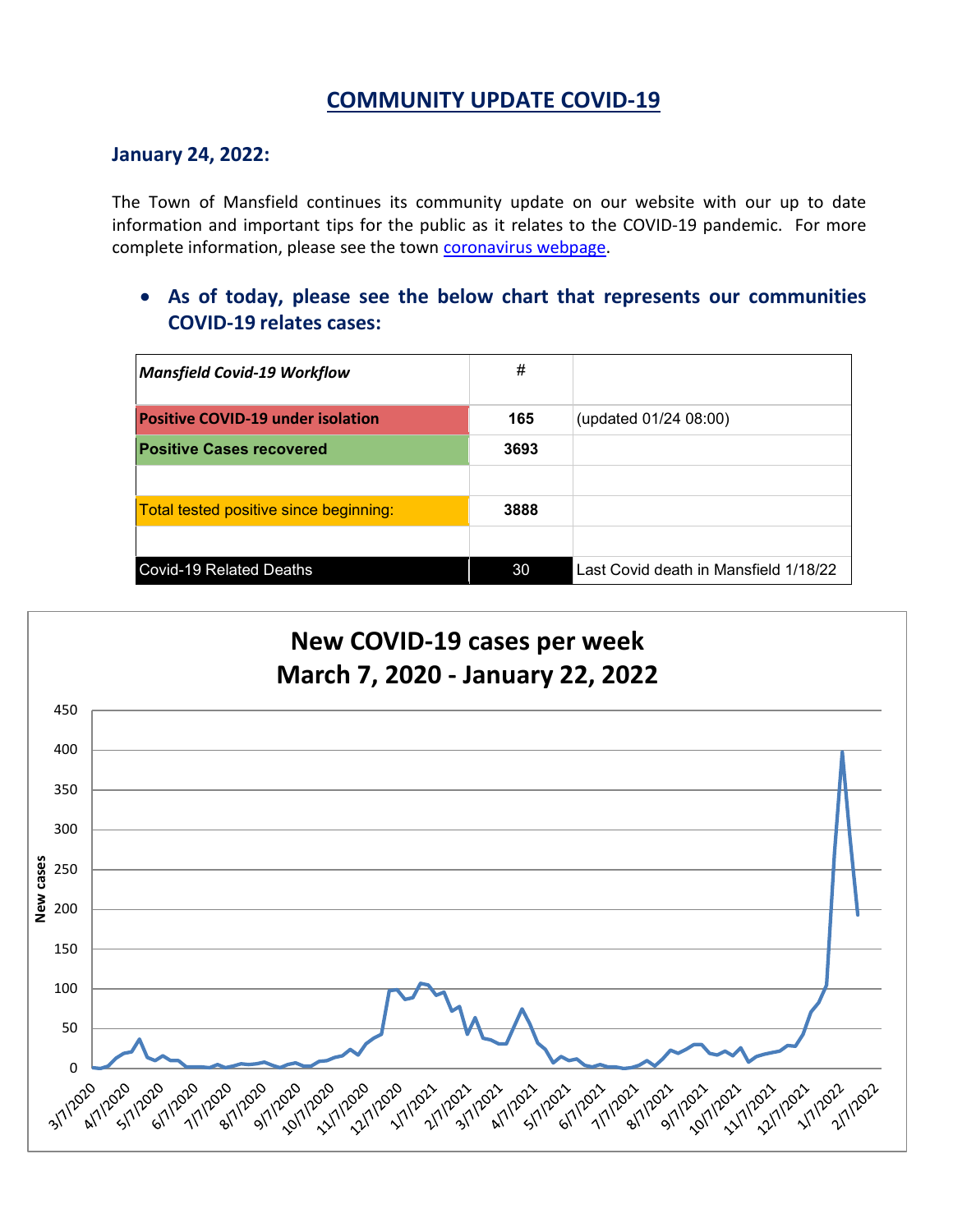# COMMUNITY UPDATE COVID-19

## January 24, 2022:

The Town of Mansfield continues its community update on our website with our up to date information and important tips for the public as it relates to the COVID-19 pandemic. For more complete information, please see the town coronavirus webpage.

- **As of today, please see the below chart that represents our communities COVID-19 relates cases:**

| ***Mansfield Covid-19 Workflow*** | # | |
|---|---|---|
| **Positive COVID-19 under isolation** | **165** | (updated 01/24 08:00) |
| **Positive Cases recovered** | **3693** | |
| | | |
| Total tested positive since beginning: | **3888** | |
| | | |
| Covid-19 Related Deaths | 30 | Last Covid death in Mansfield 1/18/22 |

**New COVID-19 cases per week**
**March 7, 2020 - January 22, 2022**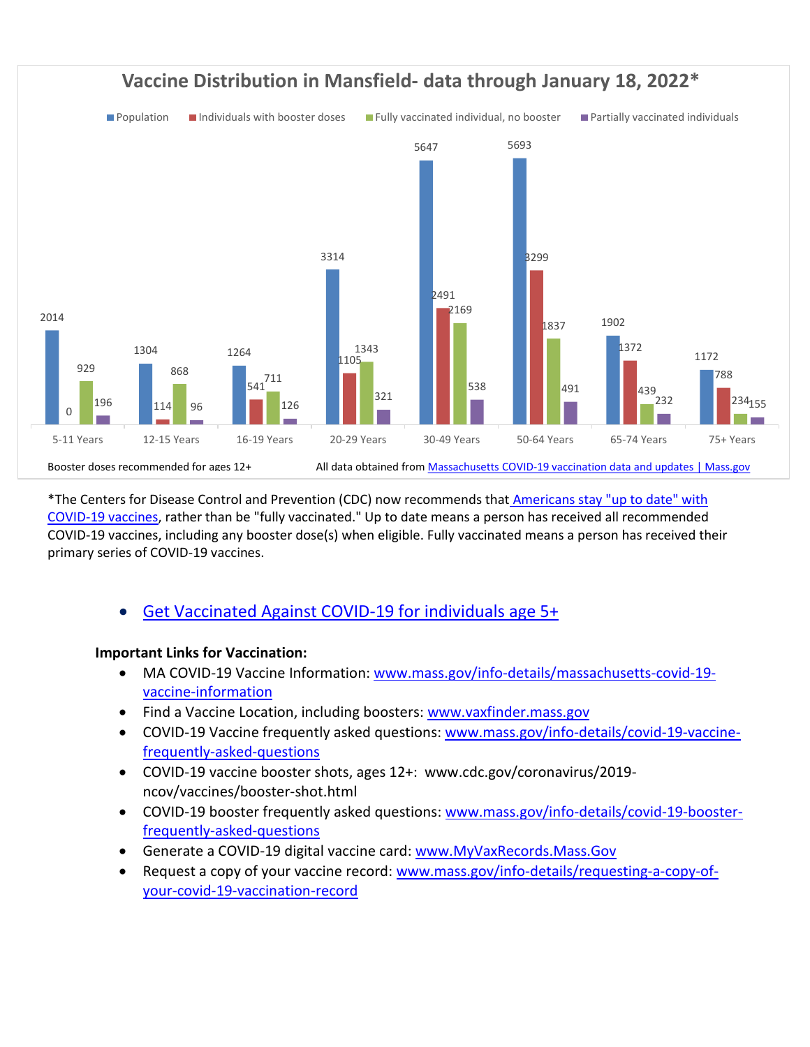## Vaccine Distribution in Mansfield- data through January 18, 2022*

| Age Group | Population | Individuals with booster doses | Fully vaccinated individual, no booster | Partially vaccinated individuals |
|---|---|---|---|---|
| 5-11 Years | 2014 | 0 | 929 | 196 |
| 12-15 Years | 1304 | 114 | 868 | 96 |
| 16-19 Years | 1264 | 541 | 711 | 126 |
| 20-29 Years | 3314 | 1105 | 1343 | 321 |
| 30-49 Years | 5647 | 2491 | 2169 | 538 |
| 50-64 Years | 5693 | 3299 | 1837 | 491 |
| 65-74 Years | 1902 | 1372 | 439 | 232 |
| 75+ Years | 1172 | 788 | 234 | 155 |

Booster doses recommended for ages 12+

All data obtained from [Massachusetts COVID-19 vaccination data and updates | Mass.gov]()

*The Centers for Disease Control and Prevention (CDC) now recommends that [Americans stay "up to date" with COVID-19 vaccines](), rather than be "fully vaccinated." Up to date means a person has received all recommended COVID-19 vaccines, including any booster dose(s) when eligible. Fully vaccinated means a person has received their primary series of COVID-19 vaccines.

- [Get Vaccinated Against COVID-19 for individuals age 5+]()

**Important Links for Vaccination:**

- MA COVID-19 Vaccine Information: [www.mass.gov/info-details/massachusetts-covid-19-vaccine-information]()
- Find a Vaccine Location, including boosters: [www.vaxfinder.mass.gov]()
- COVID-19 Vaccine frequently asked questions: [www.mass.gov/info-details/covid-19-vaccine-frequently-asked-questions]()
- COVID-19 vaccine booster shots, ages 12+: www.cdc.gov/coronavirus/2019-ncov/vaccines/booster-shot.html
- COVID-19 booster frequently asked questions: [www.mass.gov/info-details/covid-19-booster-frequently-asked-questions]()
- Generate a COVID-19 digital vaccine card: [www.MyVaxRecords.Mass.Gov]()
- Request a copy of your vaccine record: [www.mass.gov/info-details/requesting-a-copy-of-your-covid-19-vaccination-record]()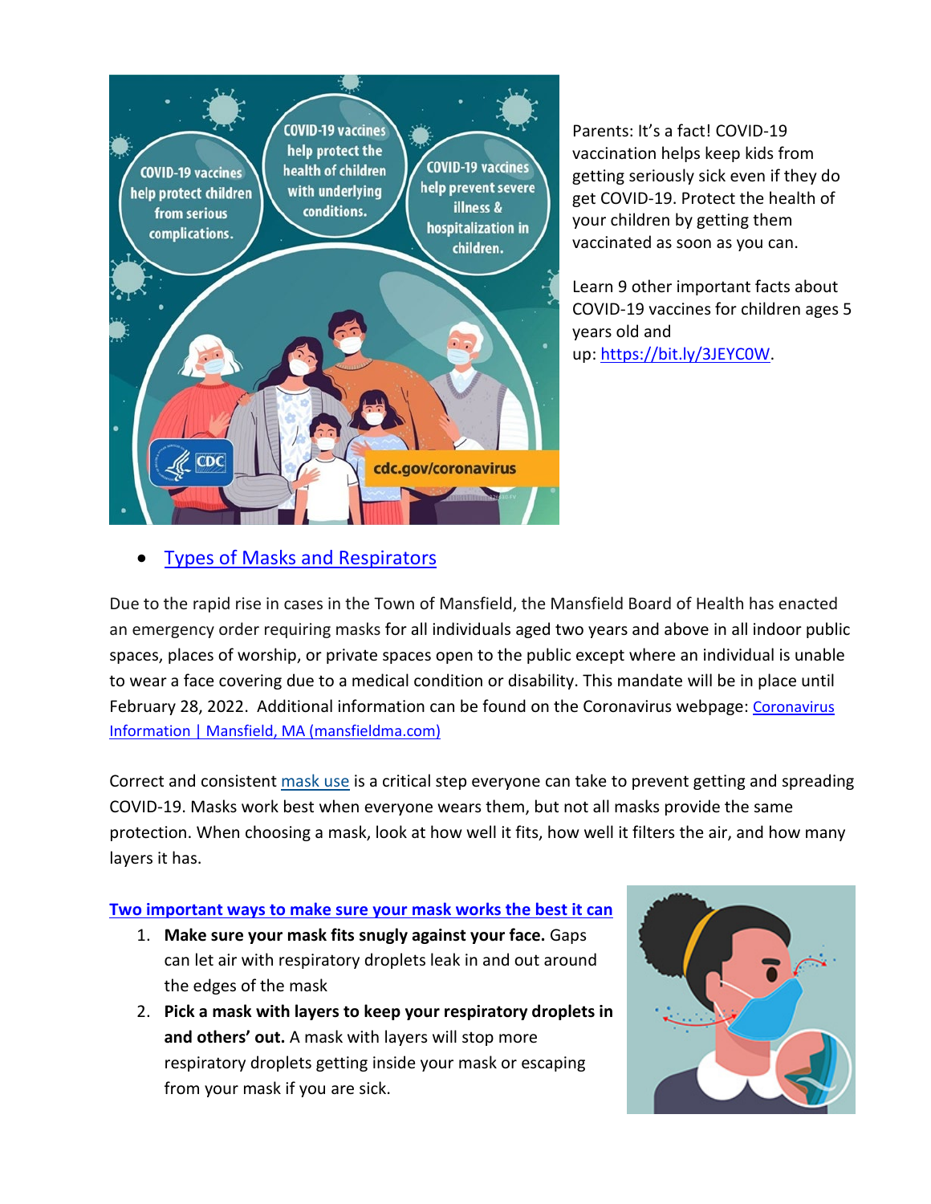Parents: It's a fact! COVID-19 vaccination helps keep kids from getting seriously sick even if they do get COVID-19. Protect the health of your children by getting them vaccinated as soon as you can.

Learn 9 other important facts about COVID-19 vaccines for children ages 5 years old and up: https://bit.ly/3JEYC0W.

- Types of Masks and Respirators

Due to the rapid rise in cases in the Town of Mansfield, the Mansfield Board of Health has enacted an emergency order requiring masks for all individuals aged two years and above in all indoor public spaces, places of worship, or private spaces open to the public except where an individual is unable to wear a face covering due to a medical condition or disability. This mandate will be in place until February 28, 2022. Additional information can be found on the Coronavirus webpage: Coronavirus Information | Mansfield, MA (mansfieldma.com)

Correct and consistent mask use is a critical step everyone can take to prevent getting and spreading COVID-19. Masks work best when everyone wears them, but not all masks provide the same protection. When choosing a mask, look at how well it fits, how well it filters the air, and how many layers it has.

**Two important ways to make sure your mask works the best it can**

1. **Make sure your mask fits snugly against your face.** Gaps can let air with respiratory droplets leak in and out around the edges of the mask
2. **Pick a mask with layers to keep your respiratory droplets in and others' out.** A mask with layers will stop more respiratory droplets getting inside your mask or escaping from your mask if you are sick.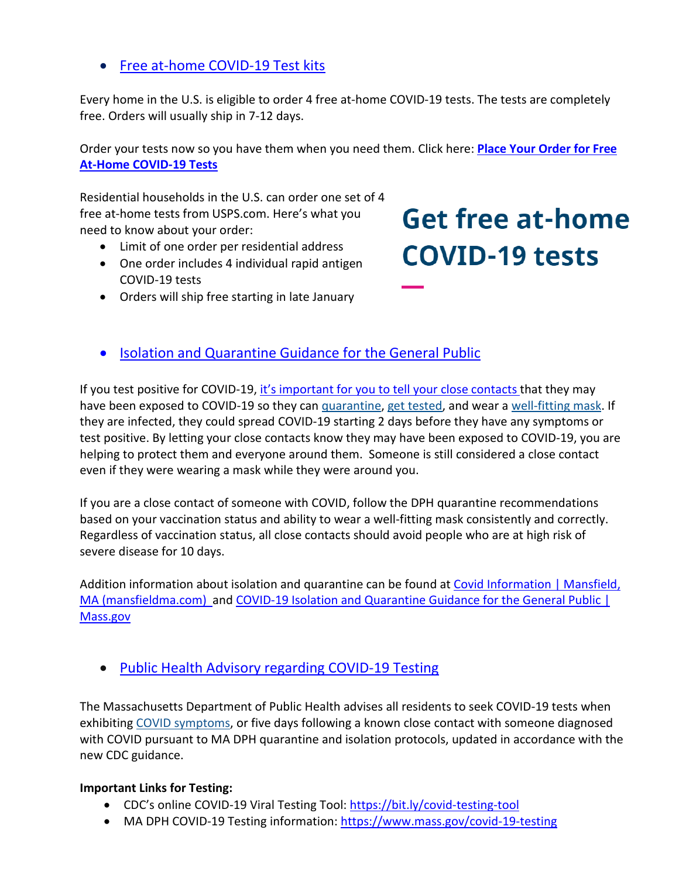- [Free at-home COVID-19 Test kits]

Every home in the U.S. is eligible to order 4 free at-home COVID-19 tests. The tests are completely free. Orders will usually ship in 7-12 days.

Order your tests now so you have them when you need them. Click here: **[Place Your Order for Free At-Home COVID-19 Tests]**

## Get free at-home COVID-19 tests

Residential households in the U.S. can order one set of 4 free at-home tests from USPS.com. Here's what you need to know about your order:

- Limit of one order per residential address
- One order includes 4 individual rapid antigen COVID-19 tests
- Orders will ship free starting in late January

- [Isolation and Quarantine Guidance for the General Public]

If you test positive for COVID-19, it's important for you to tell your close contacts that they may have been exposed to COVID-19 so they can quarantine, get tested, and wear a well-fitting mask. If they are infected, they could spread COVID-19 starting 2 days before they have any symptoms or test positive. By letting your close contacts know they may have been exposed to COVID-19, you are helping to protect them and everyone around them. Someone is still considered a close contact even if they were wearing a mask while they were around you.

If you are a close contact of someone with COVID, follow the DPH quarantine recommendations based on your vaccination status and ability to wear a well-fitting mask consistently and correctly. Regardless of vaccination status, all close contacts should avoid people who are at high risk of severe disease for 10 days.

Addition information about isolation and quarantine can be found at Covid Information | Mansfield, MA (mansfieldma.com) and COVID-19 Isolation and Quarantine Guidance for the General Public | Mass.gov

- [Public Health Advisory regarding COVID-19 Testing]

The Massachusetts Department of Public Health advises all residents to seek COVID-19 tests when exhibiting COVID symptoms, or five days following a known close contact with someone diagnosed with COVID pursuant to MA DPH quarantine and isolation protocols, updated in accordance with the new CDC guidance.

**Important Links for Testing:**

- CDC's online COVID-19 Viral Testing Tool: https://bit.ly/covid-testing-tool
- MA DPH COVID-19 Testing information: https://www.mass.gov/covid-19-testing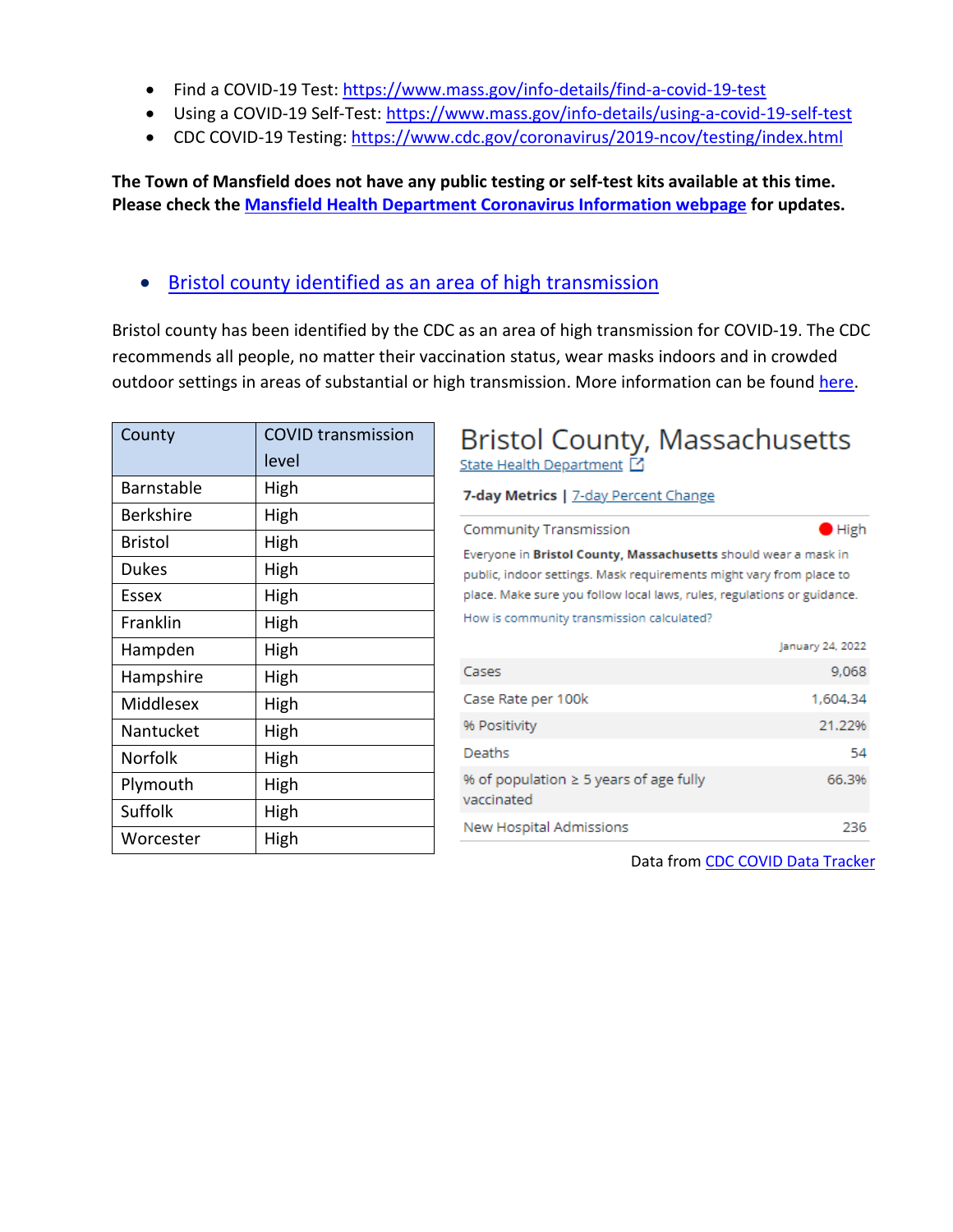- Find a COVID-19 Test: https://www.mass.gov/info-details/find-a-covid-19-test
- Using a COVID-19 Self-Test: https://www.mass.gov/info-details/using-a-covid-19-self-test
- CDC COVID-19 Testing: https://www.cdc.gov/coronavirus/2019-ncov/testing/index.html

**The Town of Mansfield does not have any public testing or self-test kits available at this time. Please check the Mansfield Health Department Coronavirus Information webpage for updates.**

- Bristol county identified as an area of high transmission

Bristol county has been identified by the CDC as an area of high transmission for COVID-19. The CDC recommends all people, no matter their vaccination status, wear masks indoors and in crowded outdoor settings in areas of substantial or high transmission. More information can be found here.

| County | COVID transmission level |
|---|---|
| Barnstable | High |
| Berkshire | High |
| Bristol | High |
| Dukes | High |
| Essex | High |
| Franklin | High |
| Hampden | High |
| Hampshire | High |
| Middlesex | High |
| Nantucket | High |
| Norfolk | High |
| Plymouth | High |
| Suffolk | High |
| Worcester | High |

## Bristol County, Massachusetts

State Health Department

**7-day Metrics** | 7-day Percent Change

Community Transmission: High

Everyone in **Bristol County, Massachusetts** should wear a mask in public, indoor settings. Mask requirements might vary from place to place. Make sure you follow local laws, rules, regulations or guidance.

How is community transmission calculated?

| | January 24, 2022 |
|---|---|
| Cases | 9,068 |
| Case Rate per 100k | 1,604.34 |
| % Positivity | 21.22% |
| Deaths | 54 |
| % of population ≥ 5 years of age fully vaccinated | 66.3% |
| New Hospital Admissions | 236 |

Data from CDC COVID Data Tracker